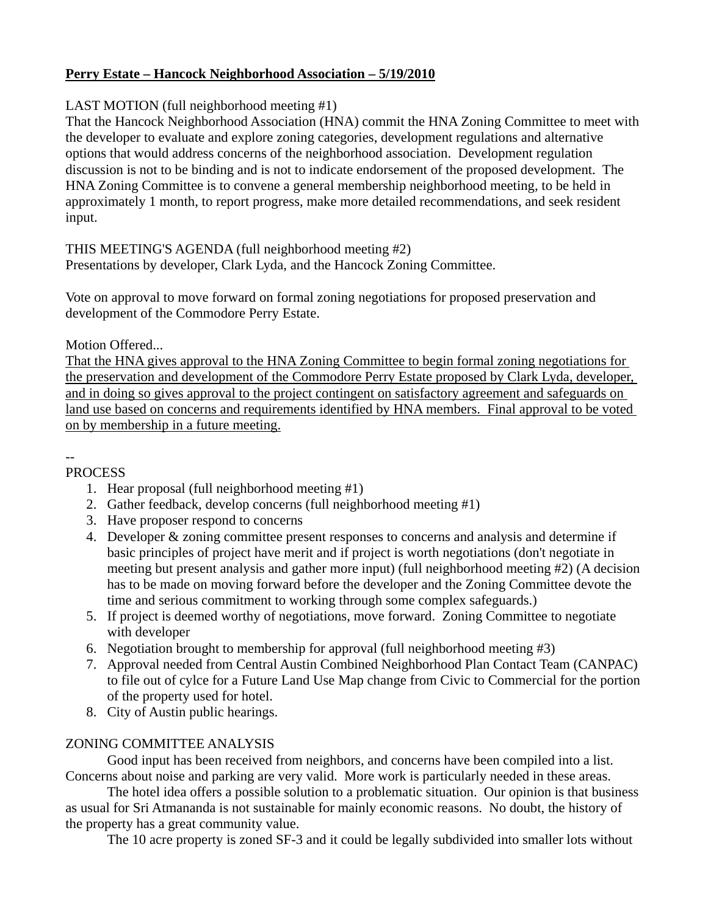**<u>Perry Estate – Hancock Neighborhood Association – 5/19/2010</u>**

LAST MOTION (full neighborhood meeting #1)
That the Hancock Neighborhood Association (HNA) commit the HNA Zoning Committee to meet with the developer to evaluate and explore zoning categories, development regulations and alternative options that would address concerns of the neighborhood association. Development regulation discussion is not to be binding and is not to indicate endorsement of the proposed development. The HNA Zoning Committee is to convene a general membership neighborhood meeting, to be held in approximately 1 month, to report progress, make more detailed recommendations, and seek resident input.

THIS MEETING'S AGENDA (full neighborhood meeting #2)
Presentations by developer, Clark Lyda, and the Hancock Zoning Committee.

Vote on approval to move forward on formal zoning negotiations for proposed preservation and development of the Commodore Perry Estate.

Motion Offered...
<u>That the HNA gives approval to the HNA Zoning Committee to begin formal zoning negotiations for the preservation and development of the Commodore Perry Estate proposed by Clark Lyda, developer, and in doing so gives approval to the project contingent on satisfactory agreement and safeguards on land use based on concerns and requirements identified by HNA members. Final approval to be voted on by membership in a future meeting.</u>

--
PROCESS

1. Hear proposal (full neighborhood meeting #1)
2. Gather feedback, develop concerns (full neighborhood meeting #1)
3. Have proposer respond to concerns
4. Developer & zoning committee present responses to concerns and analysis and determine if basic principles of project have merit and if project is worth negotiations (don't negotiate in meeting but present analysis and gather more input) (full neighborhood meeting #2) (A decision has to be made on moving forward before the developer and the Zoning Committee devote the time and serious commitment to working through some complex safeguards.)
5. If project is deemed worthy of negotiations, move forward. Zoning Committee to negotiate with developer
6. Negotiation brought to membership for approval (full neighborhood meeting #3)
7. Approval needed from Central Austin Combined Neighborhood Plan Contact Team (CANPAC) to file out of cylce for a Future Land Use Map change from Civic to Commercial for the portion of the property used for hotel.
8. City of Austin public hearings.

ZONING COMMITTEE ANALYSIS

Good input has been received from neighbors, and concerns have been compiled into a list. Concerns about noise and parking are very valid. More work is particularly needed in these areas.

The hotel idea offers a possible solution to a problematic situation. Our opinion is that business as usual for Sri Atmananda is not sustainable for mainly economic reasons. No doubt, the history of the property has a great community value.

The 10 acre property is zoned SF-3 and it could be legally subdivided into smaller lots without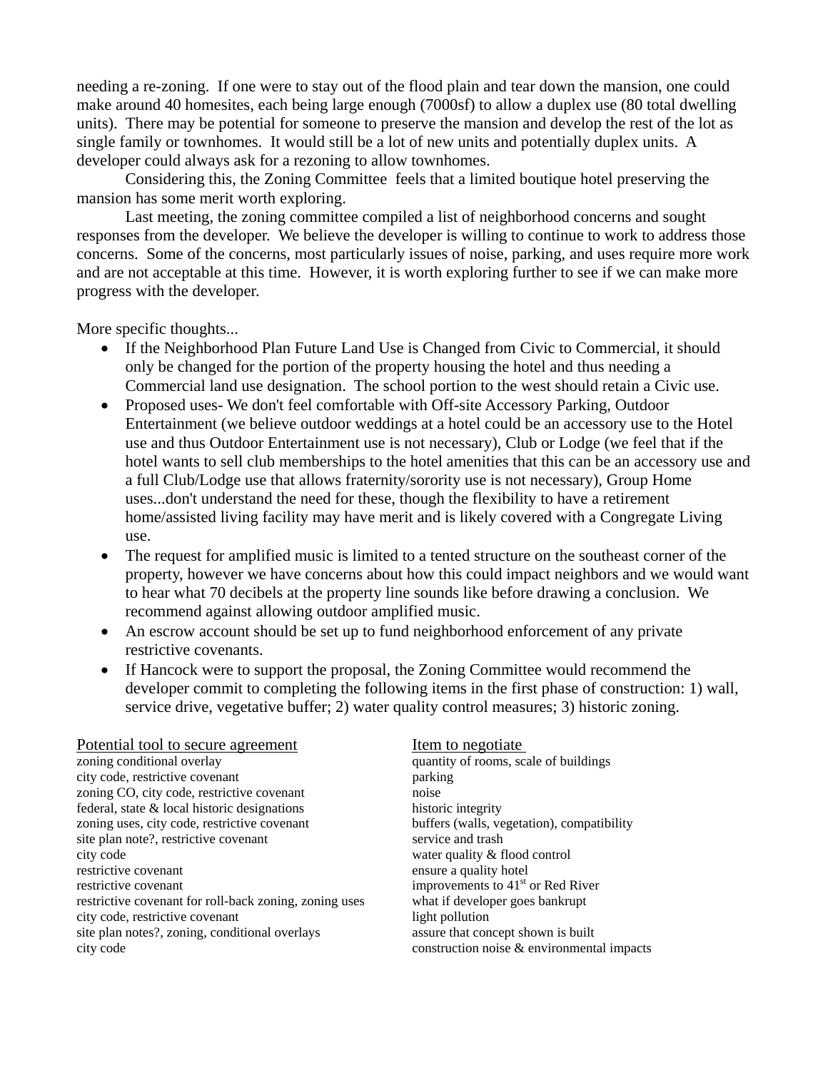needing a re-zoning. If one were to stay out of the flood plain and tear down the mansion, one could make around 40 homesites, each being large enough (7000sf) to allow a duplex use (80 total dwelling units). There may be potential for someone to preserve the mansion and develop the rest of the lot as single family or townhomes. It would still be a lot of new units and potentially duplex units. A developer could always ask for a rezoning to allow townhomes.

Considering this, the Zoning Committee feels that a limited boutique hotel preserving the mansion has some merit worth exploring.

Last meeting, the zoning committee compiled a list of neighborhood concerns and sought responses from the developer. We believe the developer is willing to continue to work to address those concerns. Some of the concerns, most particularly issues of noise, parking, and uses require more work and are not acceptable at this time. However, it is worth exploring further to see if we can make more progress with the developer.

More specific thoughts...

- If the Neighborhood Plan Future Land Use is Changed from Civic to Commercial, it should only be changed for the portion of the property housing the hotel and thus needing a Commercial land use designation. The school portion to the west should retain a Civic use.
- Proposed uses- We don't feel comfortable with Off-site Accessory Parking, Outdoor Entertainment (we believe outdoor weddings at a hotel could be an accessory use to the Hotel use and thus Outdoor Entertainment use is not necessary), Club or Lodge (we feel that if the hotel wants to sell club memberships to the hotel amenities that this can be an accessory use and a full Club/Lodge use that allows fraternity/sorority use is not necessary), Group Home uses...don't understand the need for these, though the flexibility to have a retirement home/assisted living facility may have merit and is likely covered with a Congregate Living use.
- The request for amplified music is limited to a tented structure on the southeast corner of the property, however we have concerns about how this could impact neighbors and we would want to hear what 70 decibels at the property line sounds like before drawing a conclusion. We recommend against allowing outdoor amplified music.
- An escrow account should be set up to fund neighborhood enforcement of any private restrictive covenants.
- If Hancock were to support the proposal, the Zoning Committee would recommend the developer commit to completing the following items in the first phase of construction: 1) wall, service drive, vegetative buffer; 2) water quality control measures; 3) historic zoning.

| Potential tool to secure agreement | Item to negotiate |
|---|---|
| zoning conditional overlay | quantity of rooms, scale of buildings |
| city code, restrictive covenant | parking |
| zoning CO, city code, restrictive covenant | noise |
| federal, state & local historic designations | historic integrity |
| zoning uses, city code, restrictive covenant | buffers (walls, vegetation), compatibility |
| site plan note?, restrictive covenant | service and trash |
| city code | water quality & flood control |
| restrictive covenant | ensure a quality hotel |
| restrictive covenant | improvements to 41st or Red River |
| restrictive covenant for roll-back zoning, zoning uses | what if developer goes bankrupt |
| city code, restrictive covenant | light pollution |
| site plan notes?, zoning, conditional overlays | assure that concept shown is built |
| city code | construction noise & environmental impacts |